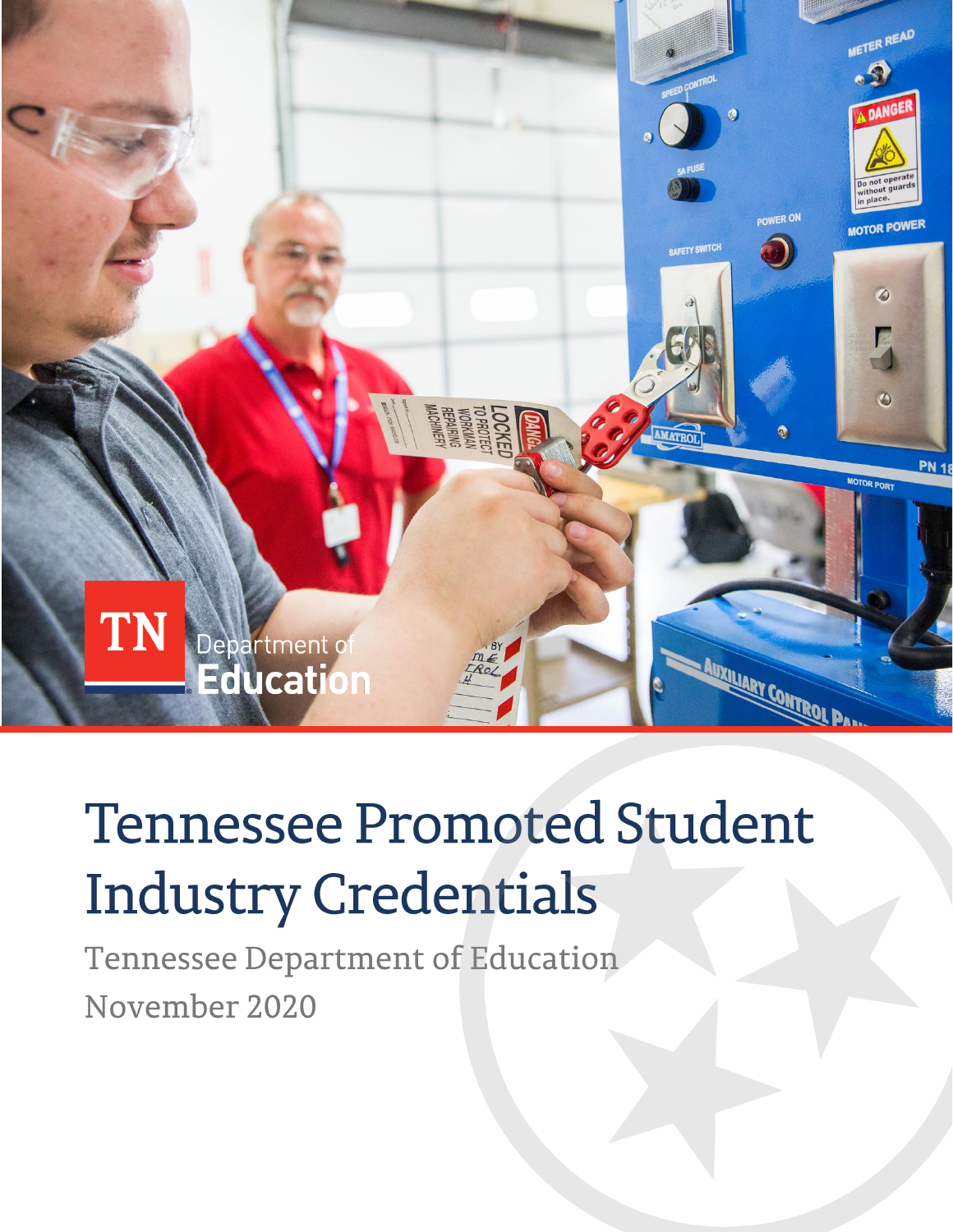# Tennessee Promoted Student Industry Credentials

Tennessee Department of Education

November 2020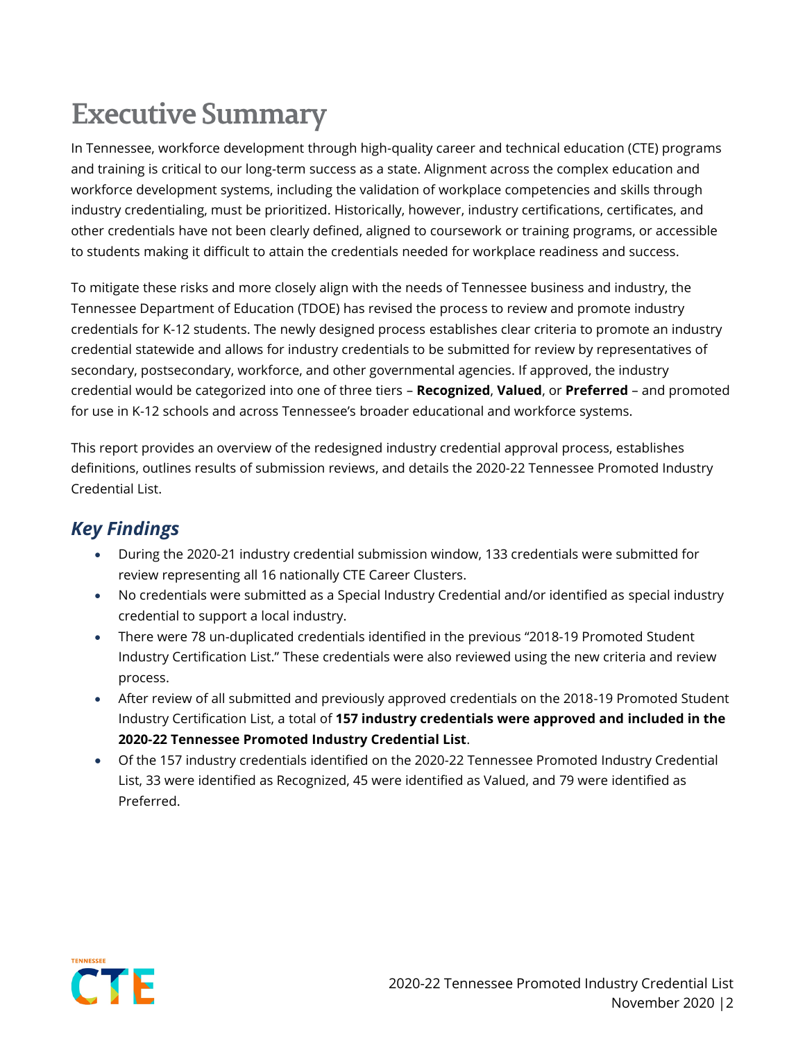# Executive Summary

In Tennessee, workforce development through high-quality career and technical education (CTE) programs and training is critical to our long-term success as a state. Alignment across the complex education and workforce development systems, including the validation of workplace competencies and skills through industry credentialing, must be prioritized. Historically, however, industry certifications, certificates, and other credentials have not been clearly defined, aligned to coursework or training programs, or accessible to students making it difficult to attain the credentials needed for workplace readiness and success.

To mitigate these risks and more closely align with the needs of Tennessee business and industry, the Tennessee Department of Education (TDOE) has revised the process to review and promote industry credentials for K-12 students. The newly designed process establishes clear criteria to promote an industry credential statewide and allows for industry credentials to be submitted for review by representatives of secondary, postsecondary, workforce, and other governmental agencies. If approved, the industry credential would be categorized into one of three tiers – **Recognized**, **Valued**, or **Preferred** – and promoted for use in K-12 schools and across Tennessee's broader educational and workforce systems.

This report provides an overview of the redesigned industry credential approval process, establishes definitions, outlines results of submission reviews, and details the 2020-22 Tennessee Promoted Industry Credential List.

## *Key Findings*

- During the 2020-21 industry credential submission window, 133 credentials were submitted for review representing all 16 nationally CTE Career Clusters.
- No credentials were submitted as a Special Industry Credential and/or identified as special industry credential to support a local industry.
- There were 78 un-duplicated credentials identified in the previous "2018-19 Promoted Student Industry Certification List." These credentials were also reviewed using the new criteria and review process.
- After review of all submitted and previously approved credentials on the 2018-19 Promoted Student Industry Certification List, a total of **157 industry credentials were approved and included in the 2020-22 Tennessee Promoted Industry Credential List**.
- Of the 157 industry credentials identified on the 2020-22 Tennessee Promoted Industry Credential List, 33 were identified as Recognized, 45 were identified as Valued, and 79 were identified as Preferred.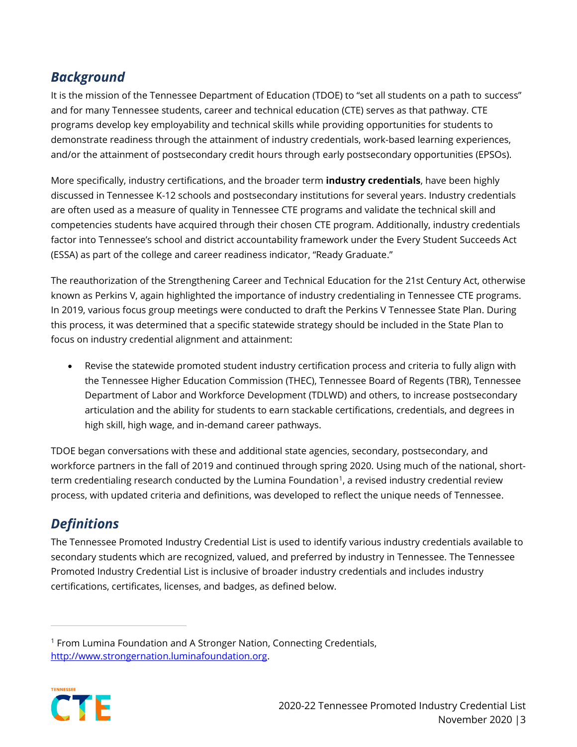## *Background*

It is the mission of the Tennessee Department of Education (TDOE) to "set all students on a path to success" and for many Tennessee students, career and technical education (CTE) serves as that pathway. CTE programs develop key employability and technical skills while providing opportunities for students to demonstrate readiness through the attainment of industry credentials, work-based learning experiences, and/or the attainment of postsecondary credit hours through early postsecondary opportunities (EPSOs).

More specifically, industry certifications, and the broader term **industry credentials**, have been highly discussed in Tennessee K-12 schools and postsecondary institutions for several years. Industry credentials are often used as a measure of quality in Tennessee CTE programs and validate the technical skill and competencies students have acquired through their chosen CTE program. Additionally, industry credentials factor into Tennessee's school and district accountability framework under the Every Student Succeeds Act (ESSA) as part of the college and career readiness indicator, "Ready Graduate."

The reauthorization of the Strengthening Career and Technical Education for the 21st Century Act, otherwise known as Perkins V, again highlighted the importance of industry credentialing in Tennessee CTE programs. In 2019, various focus group meetings were conducted to draft the Perkins V Tennessee State Plan. During this process, it was determined that a specific statewide strategy should be included in the State Plan to focus on industry credential alignment and attainment:

- Revise the statewide promoted student industry certification process and criteria to fully align with the Tennessee Higher Education Commission (THEC), Tennessee Board of Regents (TBR), Tennessee Department of Labor and Workforce Development (TDLWD) and others, to increase postsecondary articulation and the ability for students to earn stackable certifications, credentials, and degrees in high skill, high wage, and in-demand career pathways.

TDOE began conversations with these and additional state agencies, secondary, postsecondary, and workforce partners in the fall of 2019 and continued through spring 2020. Using much of the national, short-term credentialing research conducted by the Lumina Foundation[1], a revised industry credential review process, with updated criteria and definitions, was developed to reflect the unique needs of Tennessee.

## *Definitions*

The Tennessee Promoted Industry Credential List is used to identify various industry credentials available to secondary students which are recognized, valued, and preferred by industry in Tennessee. The Tennessee Promoted Industry Credential List is inclusive of broader industry credentials and includes industry certifications, certificates, licenses, and badges, as defined below.

[1] From Lumina Foundation and A Stronger Nation, Connecting Credentials, http://www.strongernation.luminafoundation.org.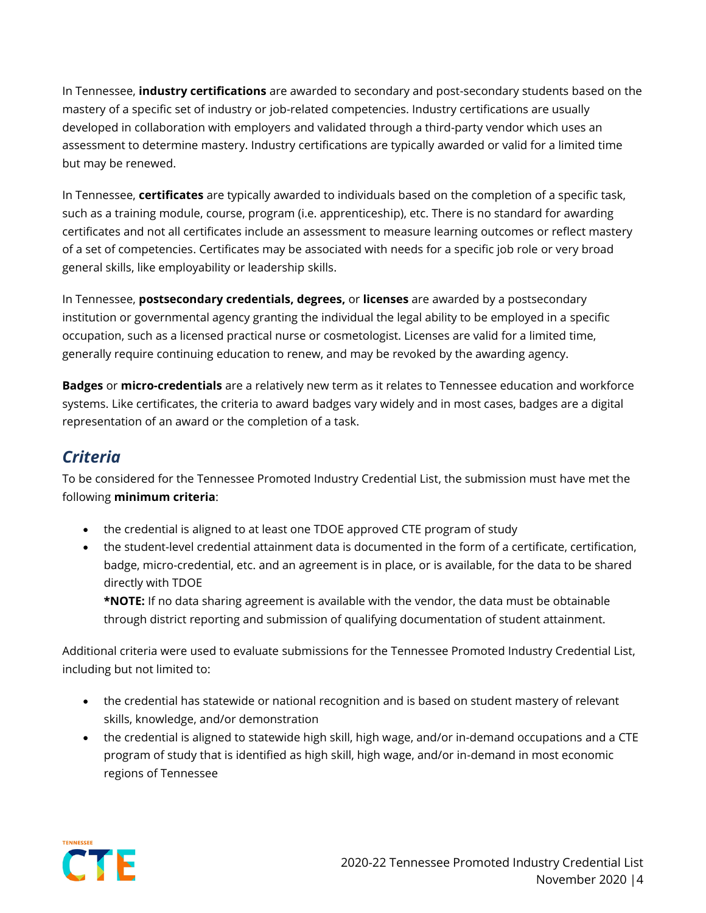In Tennessee, **industry certifications** are awarded to secondary and post-secondary students based on the mastery of a specific set of industry or job-related competencies. Industry certifications are usually developed in collaboration with employers and validated through a third-party vendor which uses an assessment to determine mastery. Industry certifications are typically awarded or valid for a limited time but may be renewed.

In Tennessee, **certificates** are typically awarded to individuals based on the completion of a specific task, such as a training module, course, program (i.e. apprenticeship), etc. There is no standard for awarding certificates and not all certificates include an assessment to measure learning outcomes or reflect mastery of a set of competencies. Certificates may be associated with needs for a specific job role or very broad general skills, like employability or leadership skills.

In Tennessee, **postsecondary credentials, degrees,** or **licenses** are awarded by a postsecondary institution or governmental agency granting the individual the legal ability to be employed in a specific occupation, such as a licensed practical nurse or cosmetologist. Licenses are valid for a limited time, generally require continuing education to renew, and may be revoked by the awarding agency.

**Badges** or **micro-credentials** are a relatively new term as it relates to Tennessee education and workforce systems. Like certificates, the criteria to award badges vary widely and in most cases, badges are a digital representation of an award or the completion of a task.

## *Criteria*

To be considered for the Tennessee Promoted Industry Credential List, the submission must have met the following **minimum criteria**:

- the credential is aligned to at least one TDOE approved CTE program of study
- the student-level credential attainment data is documented in the form of a certificate, certification, badge, micro-credential, etc. and an agreement is in place, or is available, for the data to be shared directly with TDOE
  **\*NOTE:** If no data sharing agreement is available with the vendor, the data must be obtainable through district reporting and submission of qualifying documentation of student attainment.

Additional criteria were used to evaluate submissions for the Tennessee Promoted Industry Credential List, including but not limited to:

- the credential has statewide or national recognition and is based on student mastery of relevant skills, knowledge, and/or demonstration
- the credential is aligned to statewide high skill, high wage, and/or in-demand occupations and a CTE program of study that is identified as high skill, high wage, and/or in-demand in most economic regions of Tennessee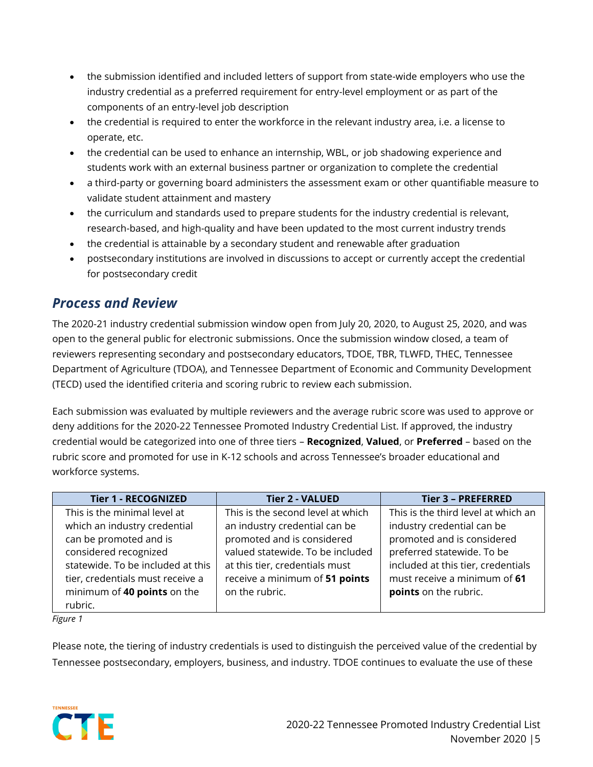- the submission identified and included letters of support from state-wide employers who use the industry credential as a preferred requirement for entry-level employment or as part of the components of an entry-level job description
- the credential is required to enter the workforce in the relevant industry area, i.e. a license to operate, etc.
- the credential can be used to enhance an internship, WBL, or job shadowing experience and students work with an external business partner or organization to complete the credential
- a third-party or governing board administers the assessment exam or other quantifiable measure to validate student attainment and mastery
- the curriculum and standards used to prepare students for the industry credential is relevant, research-based, and high-quality and have been updated to the most current industry trends
- the credential is attainable by a secondary student and renewable after graduation
- postsecondary institutions are involved in discussions to accept or currently accept the credential for postsecondary credit

## *Process and Review*

The 2020-21 industry credential submission window open from July 20, 2020, to August 25, 2020, and was open to the general public for electronic submissions. Once the submission window closed, a team of reviewers representing secondary and postsecondary educators, TDOE, TBR, TLWFD, THEC, Tennessee Department of Agriculture (TDOA), and Tennessee Department of Economic and Community Development (TECD) used the identified criteria and scoring rubric to review each submission.

Each submission was evaluated by multiple reviewers and the average rubric score was used to approve or deny additions for the 2020-22 Tennessee Promoted Industry Credential List. If approved, the industry credential would be categorized into one of three tiers – **Recognized**, **Valued**, or **Preferred** – based on the rubric score and promoted for use in K-12 schools and across Tennessee's broader educational and workforce systems.

| Tier 1 - RECOGNIZED | Tier 2 - VALUED | Tier 3 – PREFERRED |
|---|---|---|
| This is the minimal level at which an industry credential can be promoted and is considered recognized statewide. To be included at this tier, credentials must receive a minimum of **40 points** on the rubric. | This is the second level at which an industry credential can be promoted and is considered valued statewide. To be included at this tier, credentials must receive a minimum of **51 points** on the rubric. | This is the third level at which an industry credential can be promoted and is considered preferred statewide. To be included at this tier, credentials must receive a minimum of **61 points** on the rubric. |

*Figure 1*

Please note, the tiering of industry credentials is used to distinguish the perceived value of the credential by Tennessee postsecondary, employers, business, and industry. TDOE continues to evaluate the use of these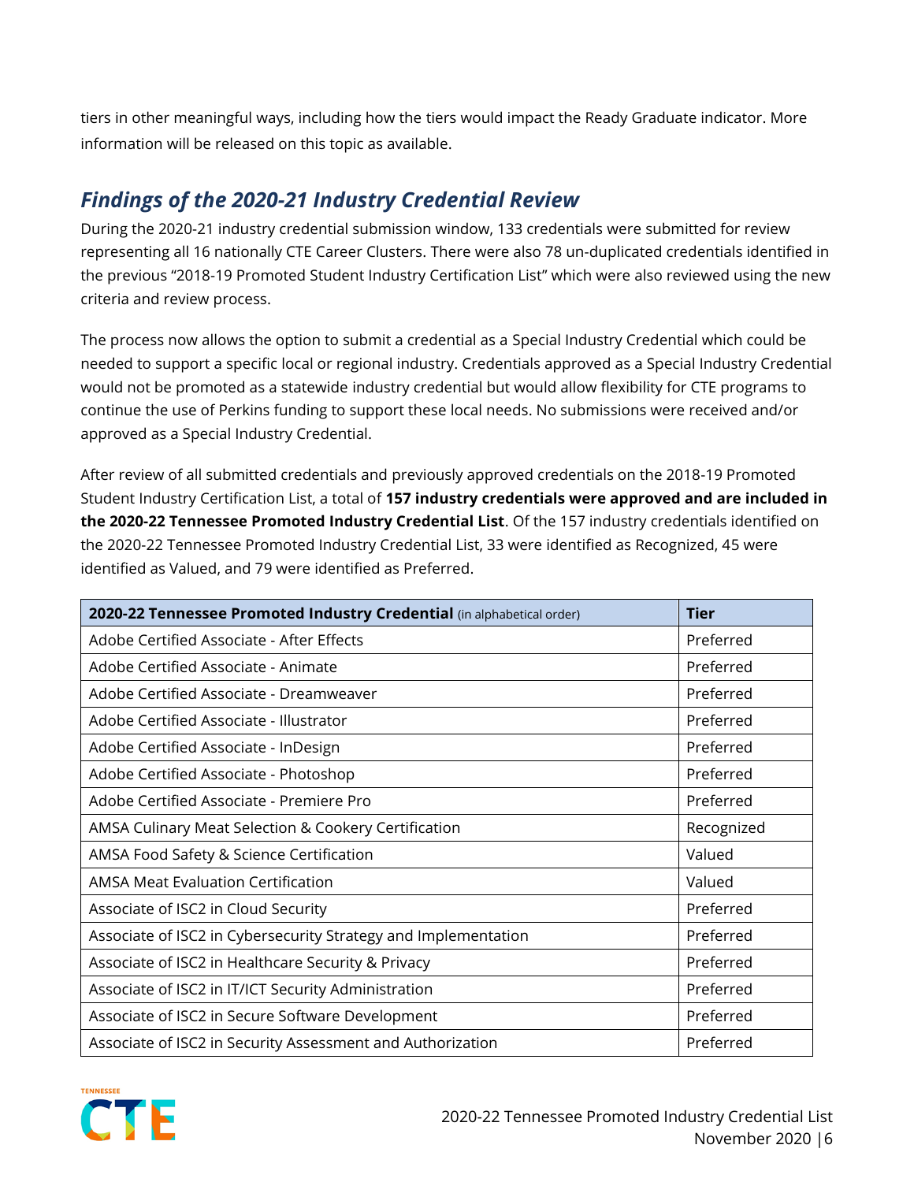tiers in other meaningful ways, including how the tiers would impact the Ready Graduate indicator. More information will be released on this topic as available.

## *Findings of the 2020-21 Industry Credential Review*

During the 2020-21 industry credential submission window, 133 credentials were submitted for review representing all 16 nationally CTE Career Clusters. There were also 78 un-duplicated credentials identified in the previous "2018-19 Promoted Student Industry Certification List" which were also reviewed using the new criteria and review process.

The process now allows the option to submit a credential as a Special Industry Credential which could be needed to support a specific local or regional industry. Credentials approved as a Special Industry Credential would not be promoted as a statewide industry credential but would allow flexibility for CTE programs to continue the use of Perkins funding to support these local needs. No submissions were received and/or approved as a Special Industry Credential.

After review of all submitted credentials and previously approved credentials on the 2018-19 Promoted Student Industry Certification List, a total of **157 industry credentials were approved and are included in the 2020-22 Tennessee Promoted Industry Credential List**. Of the 157 industry credentials identified on the 2020-22 Tennessee Promoted Industry Credential List, 33 were identified as Recognized, 45 were identified as Valued, and 79 were identified as Preferred.

| **2020-22 Tennessee Promoted Industry Credential** (in alphabetical order) | **Tier** |
|---|---|
| Adobe Certified Associate - After Effects | Preferred |
| Adobe Certified Associate - Animate | Preferred |
| Adobe Certified Associate - Dreamweaver | Preferred |
| Adobe Certified Associate - Illustrator | Preferred |
| Adobe Certified Associate - InDesign | Preferred |
| Adobe Certified Associate - Photoshop | Preferred |
| Adobe Certified Associate - Premiere Pro | Preferred |
| AMSA Culinary Meat Selection & Cookery Certification | Recognized |
| AMSA Food Safety & Science Certification | Valued |
| AMSA Meat Evaluation Certification | Valued |
| Associate of ISC2 in Cloud Security | Preferred |
| Associate of ISC2 in Cybersecurity Strategy and Implementation | Preferred |
| Associate of ISC2 in Healthcare Security & Privacy | Preferred |
| Associate of ISC2 in IT/ICT Security Administration | Preferred |
| Associate of ISC2 in Secure Software Development | Preferred |
| Associate of ISC2 in Security Assessment and Authorization | Preferred |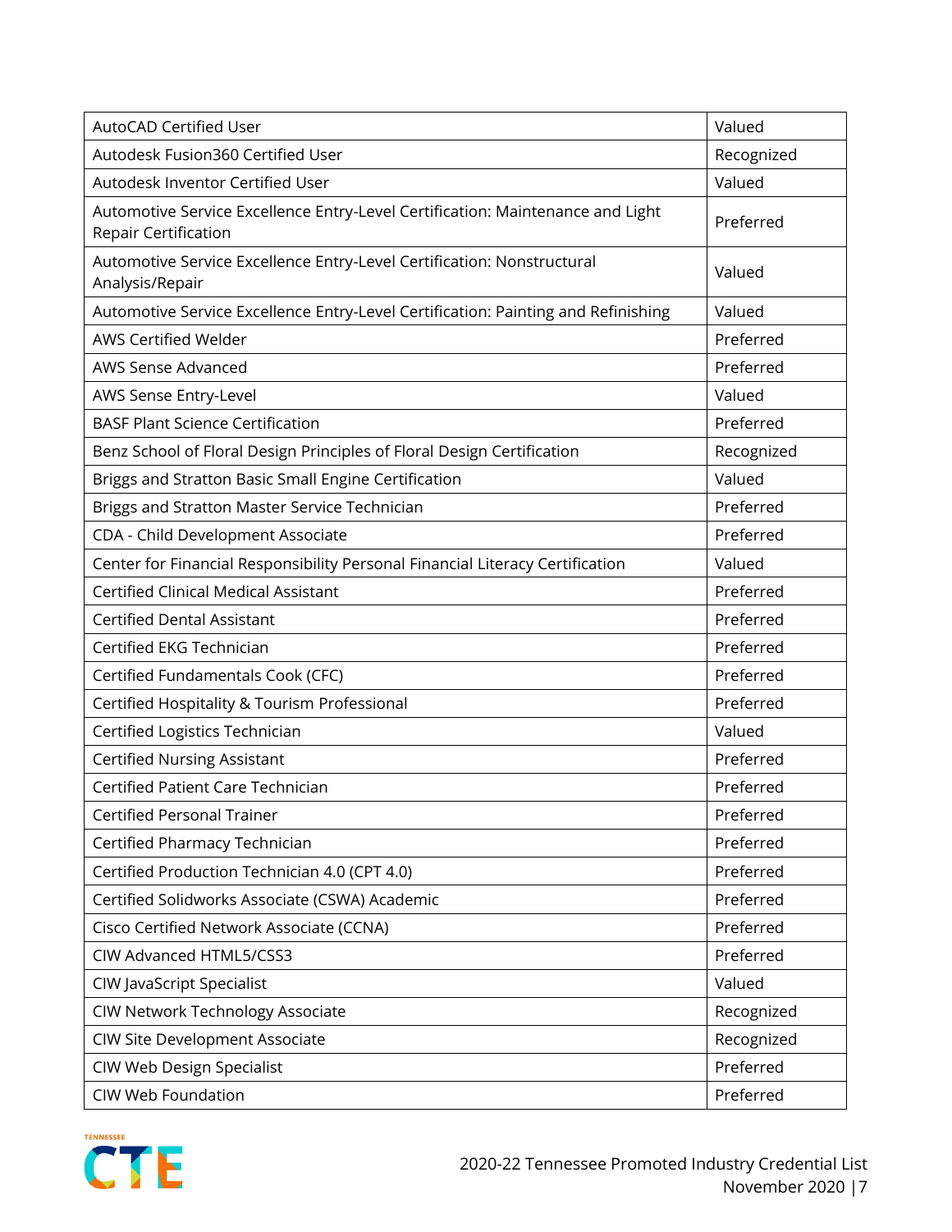| | |
|---|---|
| AutoCAD Certified User | Valued |
| Autodesk Fusion360 Certified User | Recognized |
| Autodesk Inventor Certified User | Valued |
| Automotive Service Excellence Entry-Level Certification: Maintenance and Light Repair Certification | Preferred |
| Automotive Service Excellence Entry-Level Certification: Nonstructural Analysis/Repair | Valued |
| Automotive Service Excellence Entry-Level Certification: Painting and Refinishing | Valued |
| AWS Certified Welder | Preferred |
| AWS Sense Advanced | Preferred |
| AWS Sense Entry-Level | Valued |
| BASF Plant Science Certification | Preferred |
| Benz School of Floral Design Principles of Floral Design Certification | Recognized |
| Briggs and Stratton Basic Small Engine Certification | Valued |
| Briggs and Stratton Master Service Technician | Preferred |
| CDA - Child Development Associate | Preferred |
| Center for Financial Responsibility Personal Financial Literacy Certification | Valued |
| Certified Clinical Medical Assistant | Preferred |
| Certified Dental Assistant | Preferred |
| Certified EKG Technician | Preferred |
| Certified Fundamentals Cook (CFC) | Preferred |
| Certified Hospitality & Tourism Professional | Preferred |
| Certified Logistics Technician | Valued |
| Certified Nursing Assistant | Preferred |
| Certified Patient Care Technician | Preferred |
| Certified Personal Trainer | Preferred |
| Certified Pharmacy Technician | Preferred |
| Certified Production Technician 4.0 (CPT 4.0) | Preferred |
| Certified Solidworks Associate (CSWA) Academic | Preferred |
| Cisco Certified Network Associate (CCNA) | Preferred |
| CIW Advanced HTML5/CSS3 | Preferred |
| CIW JavaScript Specialist | Valued |
| CIW Network Technology Associate | Recognized |
| CIW Site Development Associate | Recognized |
| CIW Web Design Specialist | Preferred |
| CIW Web Foundation | Preferred |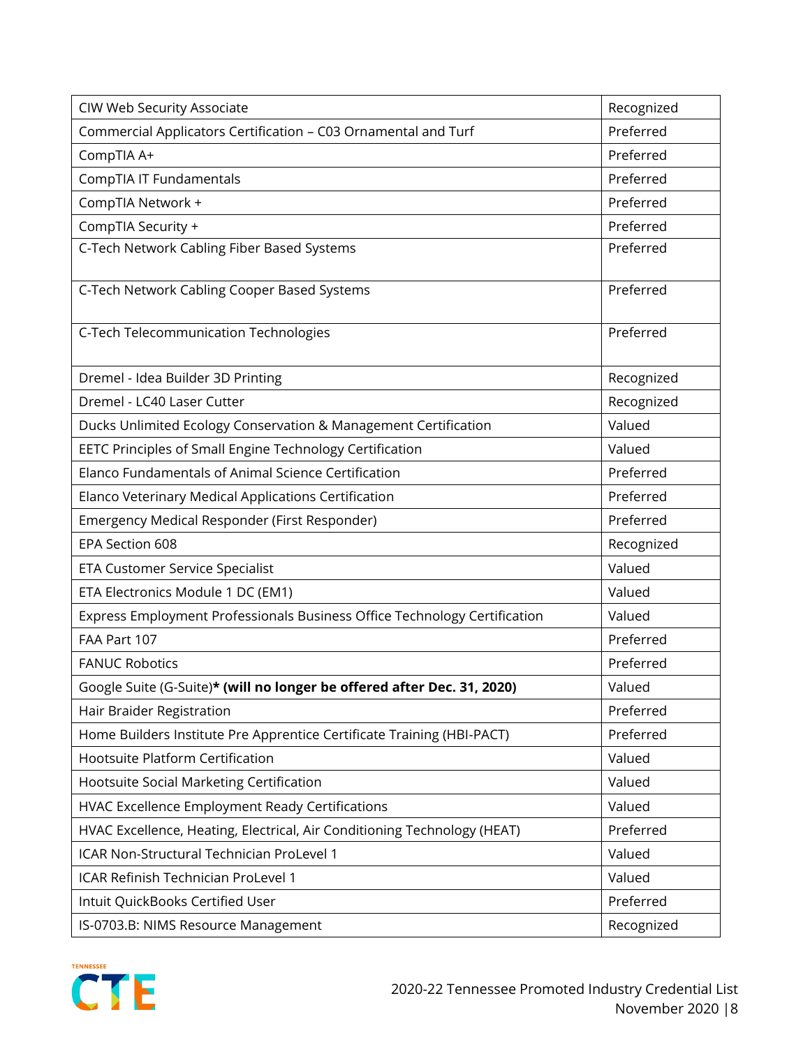| CIW Web Security Associate | Recognized |
|---|---|
| Commercial Applicators Certification – C03 Ornamental and Turf | Preferred |
| CompTIA A+ | Preferred |
| CompTIA IT Fundamentals | Preferred |
| CompTIA Network + | Preferred |
| CompTIA Security + | Preferred |
| C-Tech Network Cabling Fiber Based Systems | Preferred |
| C-Tech Network Cabling Cooper Based Systems | Preferred |
| C-Tech Telecommunication Technologies | Preferred |
| Dremel - Idea Builder 3D Printing | Recognized |
| Dremel - LC40 Laser Cutter | Recognized |
| Ducks Unlimited Ecology Conservation & Management Certification | Valued |
| EETC Principles of Small Engine Technology Certification | Valued |
| Elanco Fundamentals of Animal Science Certification | Preferred |
| Elanco Veterinary Medical Applications Certification | Preferred |
| Emergency Medical Responder (First Responder) | Preferred |
| EPA Section 608 | Recognized |
| ETA Customer Service Specialist | Valued |
| ETA Electronics Module 1 DC (EM1) | Valued |
| Express Employment Professionals Business Office Technology Certification | Valued |
| FAA Part 107 | Preferred |
| FANUC Robotics | Preferred |
| Google Suite (G-Suite)**\* (will no longer be offered after Dec. 31, 2020)** | Valued |
| Hair Braider Registration | Preferred |
| Home Builders Institute Pre Apprentice Certificate Training (HBI-PACT) | Preferred |
| Hootsuite Platform Certification | Valued |
| Hootsuite Social Marketing Certification | Valued |
| HVAC Excellence Employment Ready Certifications | Valued |
| HVAC Excellence, Heating, Electrical, Air Conditioning Technology (HEAT) | Preferred |
| ICAR Non-Structural Technician ProLevel 1 | Valued |
| ICAR Refinish Technician ProLevel 1 | Valued |
| Intuit QuickBooks Certified User | Preferred |
| IS-0703.B: NIMS Resource Management | Recognized |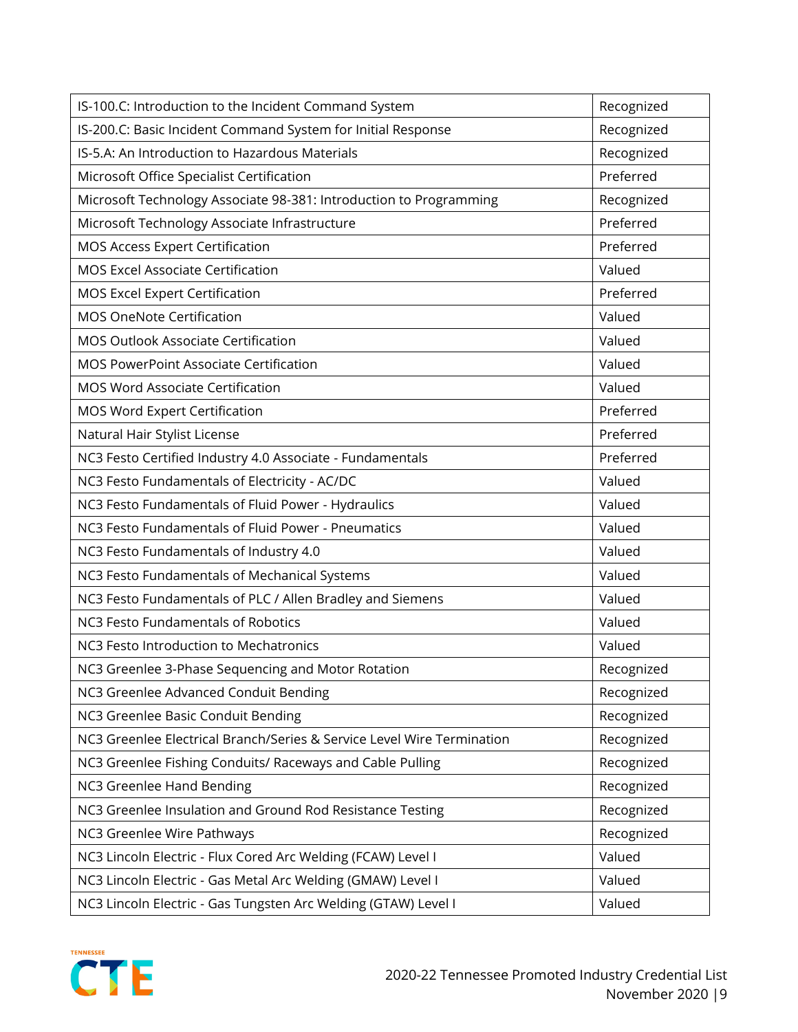| | |
|---|---|
| IS-100.C: Introduction to the Incident Command System | Recognized |
| IS-200.C: Basic Incident Command System for Initial Response | Recognized |
| IS-5.A: An Introduction to Hazardous Materials | Recognized |
| Microsoft Office Specialist Certification | Preferred |
| Microsoft Technology Associate 98-381: Introduction to Programming | Recognized |
| Microsoft Technology Associate Infrastructure | Preferred |
| MOS Access Expert Certification | Preferred |
| MOS Excel Associate Certification | Valued |
| MOS Excel Expert Certification | Preferred |
| MOS OneNote Certification | Valued |
| MOS Outlook Associate Certification | Valued |
| MOS PowerPoint Associate Certification | Valued |
| MOS Word Associate Certification | Valued |
| MOS Word Expert Certification | Preferred |
| Natural Hair Stylist License | Preferred |
| NC3 Festo Certified Industry 4.0 Associate - Fundamentals | Preferred |
| NC3 Festo Fundamentals of Electricity - AC/DC | Valued |
| NC3 Festo Fundamentals of Fluid Power - Hydraulics | Valued |
| NC3 Festo Fundamentals of Fluid Power - Pneumatics | Valued |
| NC3 Festo Fundamentals of Industry 4.0 | Valued |
| NC3 Festo Fundamentals of Mechanical Systems | Valued |
| NC3 Festo Fundamentals of PLC / Allen Bradley and Siemens | Valued |
| NC3 Festo Fundamentals of Robotics | Valued |
| NC3 Festo Introduction to Mechatronics | Valued |
| NC3 Greenlee 3-Phase Sequencing and Motor Rotation | Recognized |
| NC3 Greenlee Advanced Conduit Bending | Recognized |
| NC3 Greenlee Basic Conduit Bending | Recognized |
| NC3 Greenlee Electrical Branch/Series & Service Level Wire Termination | Recognized |
| NC3 Greenlee Fishing Conduits/ Raceways and Cable Pulling | Recognized |
| NC3 Greenlee Hand Bending | Recognized |
| NC3 Greenlee Insulation and Ground Rod Resistance Testing | Recognized |
| NC3 Greenlee Wire Pathways | Recognized |
| NC3 Lincoln Electric - Flux Cored Arc Welding (FCAW) Level I | Valued |
| NC3 Lincoln Electric - Gas Metal Arc Welding (GMAW) Level I | Valued |
| NC3 Lincoln Electric - Gas Tungsten Arc Welding (GTAW) Level I | Valued |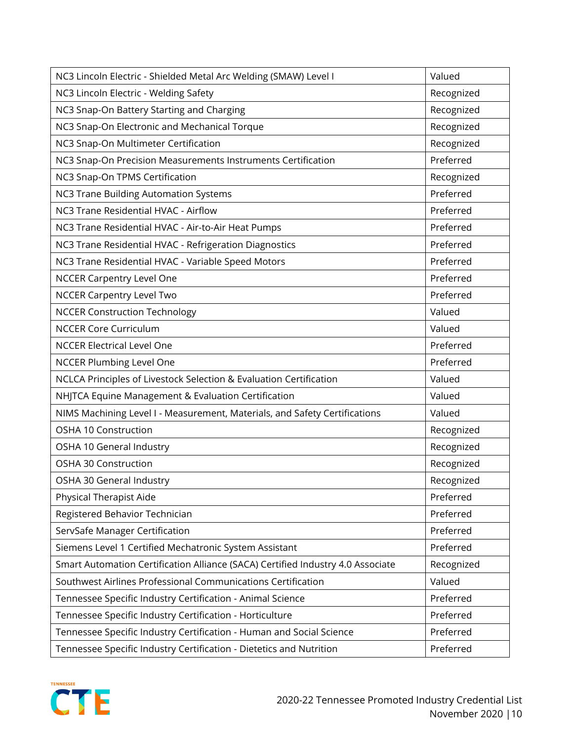| | |
|---|---|
| NC3 Lincoln Electric - Shielded Metal Arc Welding (SMAW) Level I | Valued |
| NC3 Lincoln Electric - Welding Safety | Recognized |
| NC3 Snap-On Battery Starting and Charging | Recognized |
| NC3 Snap-On Electronic and Mechanical Torque | Recognized |
| NC3 Snap-On Multimeter Certification | Recognized |
| NC3 Snap-On Precision Measurements Instruments Certification | Preferred |
| NC3 Snap-On TPMS Certification | Recognized |
| NC3 Trane Building Automation Systems | Preferred |
| NC3 Trane Residential HVAC - Airflow | Preferred |
| NC3 Trane Residential HVAC - Air-to-Air Heat Pumps | Preferred |
| NC3 Trane Residential HVAC - Refrigeration Diagnostics | Preferred |
| NC3 Trane Residential HVAC - Variable Speed Motors | Preferred |
| NCCER Carpentry Level One | Preferred |
| NCCER Carpentry Level Two | Preferred |
| NCCER Construction Technology | Valued |
| NCCER Core Curriculum | Valued |
| NCCER Electrical Level One | Preferred |
| NCCER Plumbing Level One | Preferred |
| NCLCA Principles of Livestock Selection & Evaluation Certification | Valued |
| NHJTCA Equine Management & Evaluation Certification | Valued |
| NIMS Machining Level I - Measurement, Materials, and Safety Certifications | Valued |
| OSHA 10 Construction | Recognized |
| OSHA 10 General Industry | Recognized |
| OSHA 30 Construction | Recognized |
| OSHA 30 General Industry | Recognized |
| Physical Therapist Aide | Preferred |
| Registered Behavior Technician | Preferred |
| ServSafe Manager Certification | Preferred |
| Siemens Level 1 Certified Mechatronic System Assistant | Preferred |
| Smart Automation Certification Alliance (SACA) Certified Industry 4.0 Associate | Recognized |
| Southwest Airlines Professional Communications Certification | Valued |
| Tennessee Specific Industry Certification - Animal Science | Preferred |
| Tennessee Specific Industry Certification - Horticulture | Preferred |
| Tennessee Specific Industry Certification - Human and Social Science | Preferred |
| Tennessee Specific Industry Certification - Dietetics and Nutrition | Preferred |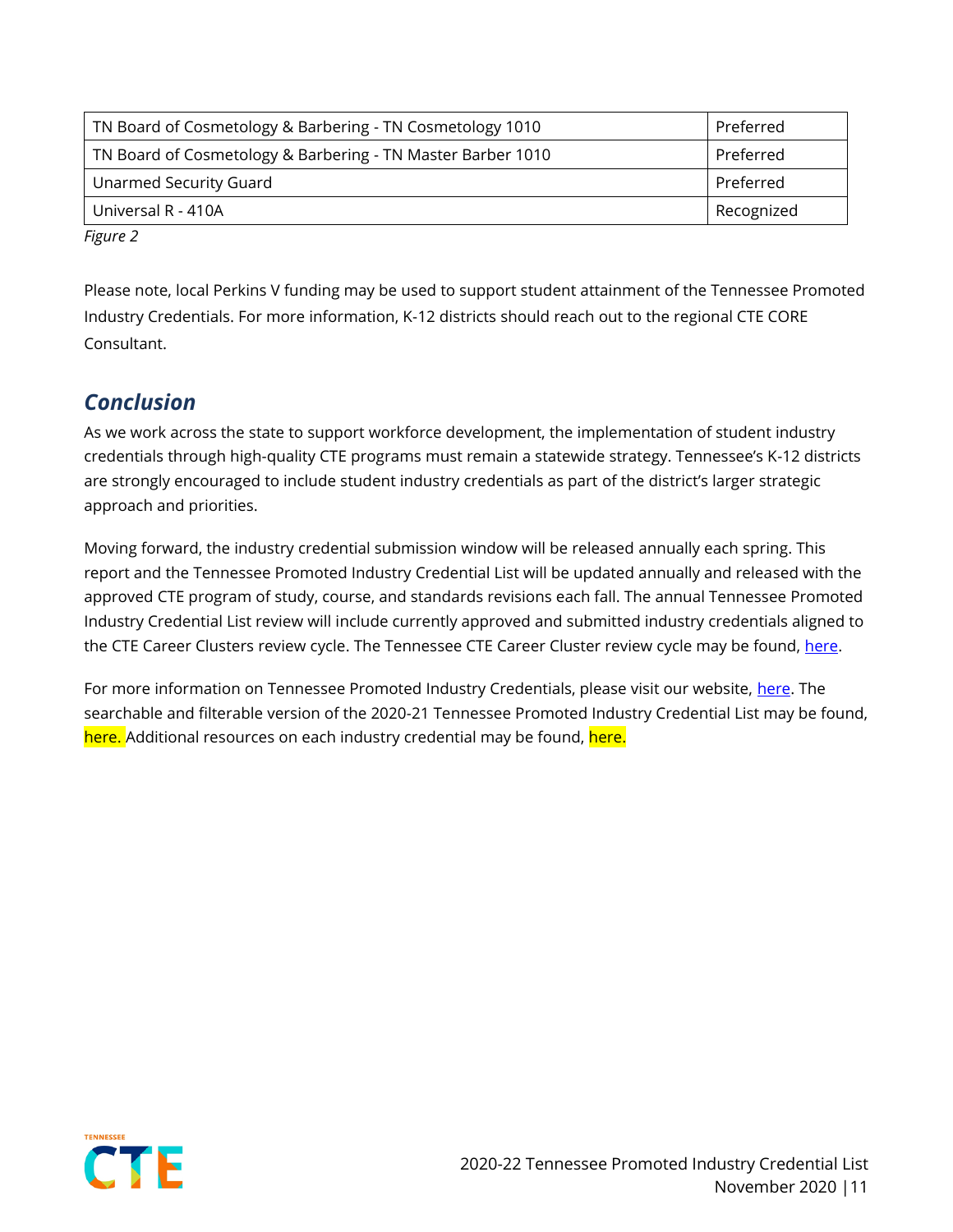| | |
|---|---|
| TN Board of Cosmetology & Barbering - TN Cosmetology 1010 | Preferred |
| TN Board of Cosmetology & Barbering - TN Master Barber 1010 | Preferred |
| Unarmed Security Guard | Preferred |
| Universal R - 410A | Recognized |

*Figure 2*

Please note, local Perkins V funding may be used to support student attainment of the Tennessee Promoted Industry Credentials. For more information, K-12 districts should reach out to the regional CTE CORE Consultant.

## *Conclusion*

As we work across the state to support workforce development, the implementation of student industry credentials through high-quality CTE programs must remain a statewide strategy. Tennessee's K-12 districts are strongly encouraged to include student industry credentials as part of the district's larger strategic approach and priorities.

Moving forward, the industry credential submission window will be released annually each spring. This report and the Tennessee Promoted Industry Credential List will be updated annually and released with the approved CTE program of study, course, and standards revisions each fall. The annual Tennessee Promoted Industry Credential List review will include currently approved and submitted industry credentials aligned to the CTE Career Clusters review cycle. The Tennessee CTE Career Cluster review cycle may be found, here.

For more information on Tennessee Promoted Industry Credentials, please visit our website, here. The searchable and filterable version of the 2020-21 Tennessee Promoted Industry Credential List may be found, here. Additional resources on each industry credential may be found, here.